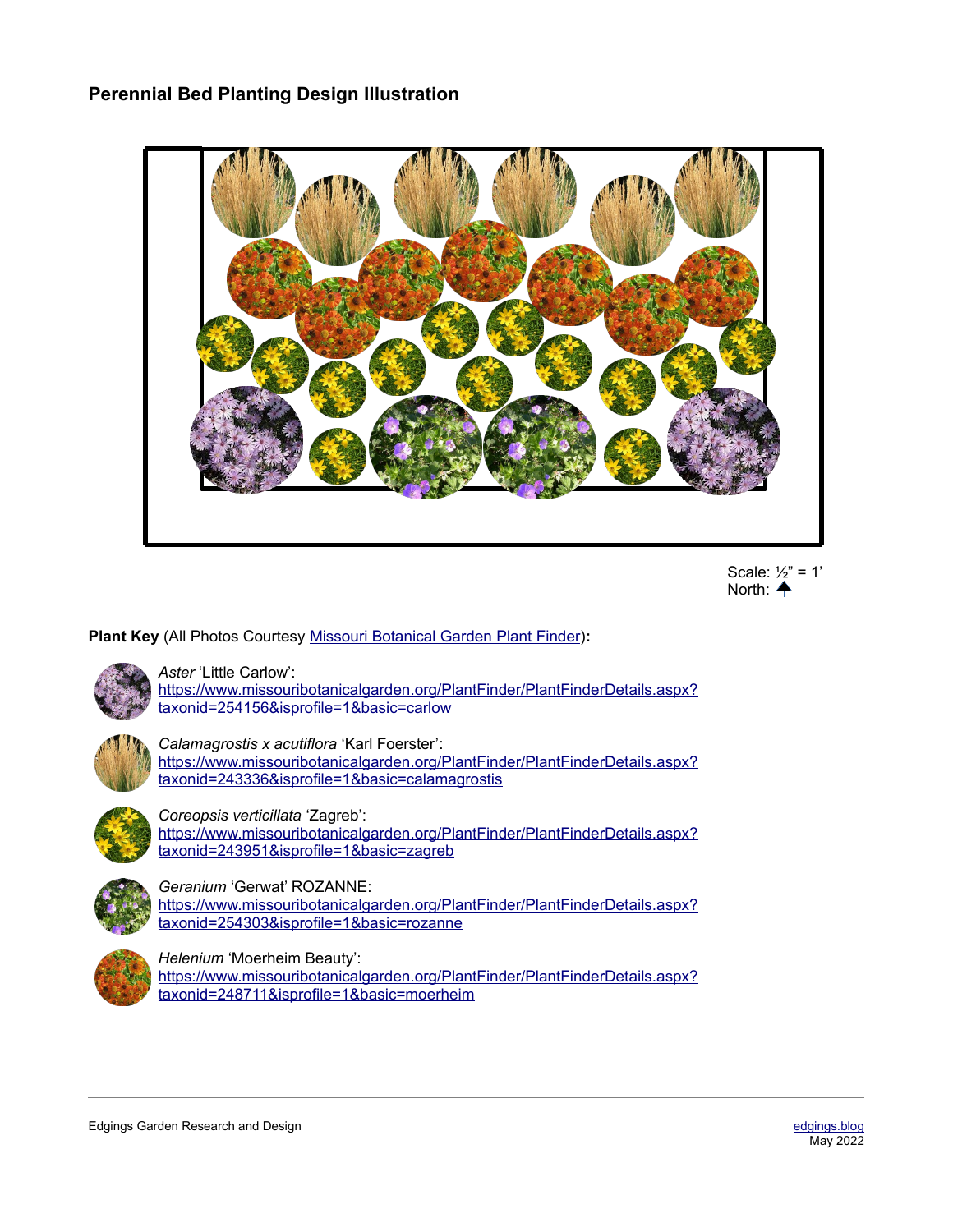# Perennial Bed Planting Design Illustration

Scale: ½" = 1'
North:

**Plant Key** (All Photos Courtesy [Missouri Botanical Garden Plant Finder](https://www.missouribotanicalgarden.org/PlantFinder)):

*Aster* 'Little Carlow':
https://www.missouribotanicalgarden.org/PlantFinder/PlantFinderDetails.aspx?taxonid=254156&isprofile=1&basic=carlow

*Calamagrostis x acutiflora* 'Karl Foerster':
https://www.missouribotanicalgarden.org/PlantFinder/PlantFinderDetails.aspx?taxonid=243336&isprofile=1&basic=calamagrostis

*Coreopsis verticillata* 'Zagreb':
https://www.missouribotanicalgarden.org/PlantFinder/PlantFinderDetails.aspx?taxonid=243951&isprofile=1&basic=zagreb

*Geranium* 'Gerwat' ROZANNE:
https://www.missouribotanicalgarden.org/PlantFinder/PlantFinderDetails.aspx?taxonid=254303&isprofile=1&basic=rozanne

*Helenium* 'Moerheim Beauty':
https://www.missouribotanicalgarden.org/PlantFinder/PlantFinderDetails.aspx?taxonid=248711&isprofile=1&basic=moerheim

Edgings Garden Research and Design

edgings.blog
May 2022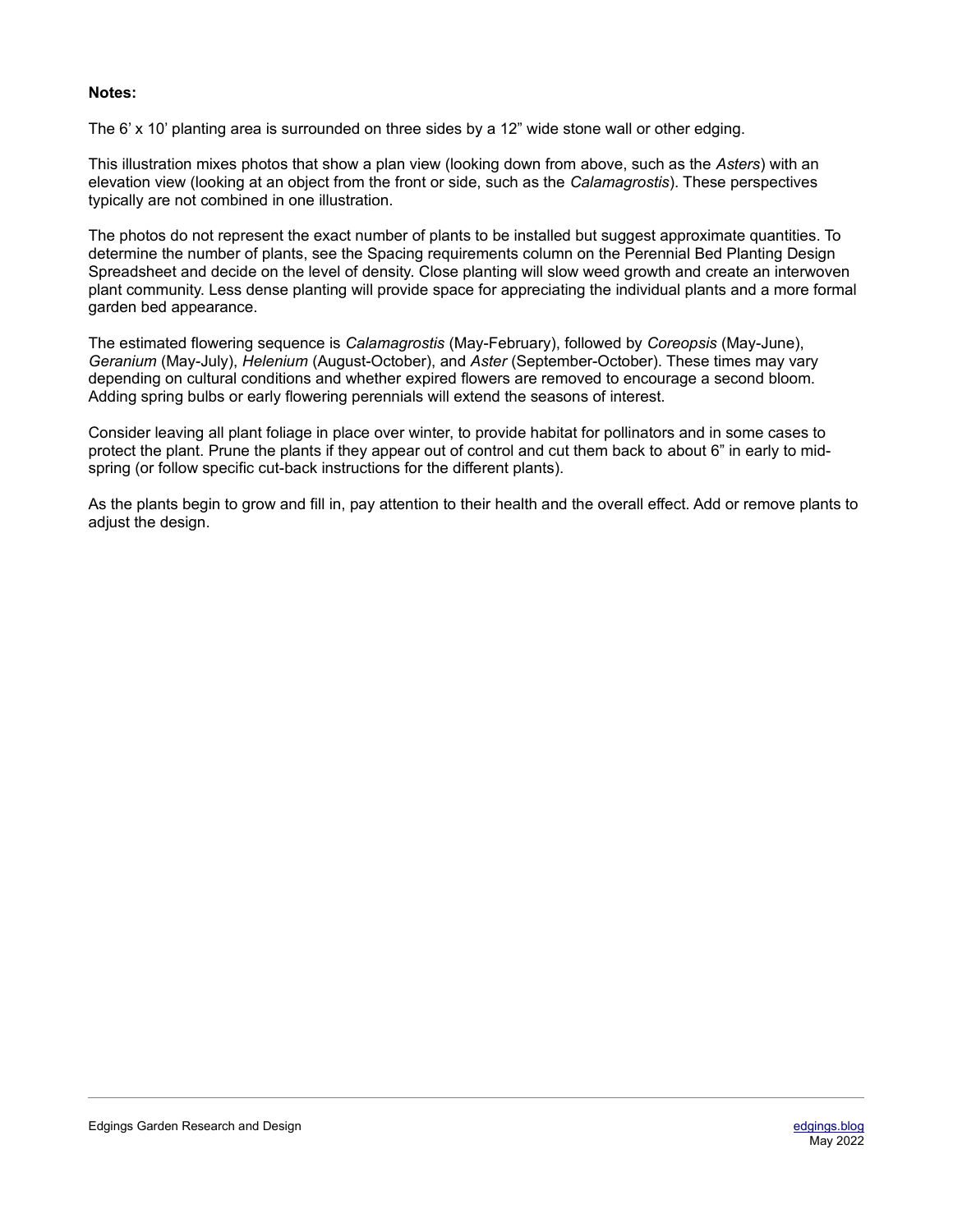**Notes:**

The 6' x 10' planting area is surrounded on three sides by a 12" wide stone wall or other edging.

This illustration mixes photos that show a plan view (looking down from above, such as the *Asters*) with an elevation view (looking at an object from the front or side, such as the *Calamagrostis*). These perspectives typically are not combined in one illustration.

The photos do not represent the exact number of plants to be installed but suggest approximate quantities. To determine the number of plants, see the Spacing requirements column on the Perennial Bed Planting Design Spreadsheet and decide on the level of density. Close planting will slow weed growth and create an interwoven plant community. Less dense planting will provide space for appreciating the individual plants and a more formal garden bed appearance.

The estimated flowering sequence is *Calamagrostis* (May-February), followed by *Coreopsis* (May-June), *Geranium* (May-July), *Helenium* (August-October), and *Aster* (September-October). These times may vary depending on cultural conditions and whether expired flowers are removed to encourage a second bloom. Adding spring bulbs or early flowering perennials will extend the seasons of interest.

Consider leaving all plant foliage in place over winter, to provide habitat for pollinators and in some cases to protect the plant. Prune the plants if they appear out of control and cut them back to about 6" in early to mid-spring (or follow specific cut-back instructions for the different plants).

As the plants begin to grow and fill in, pay attention to their health and the overall effect. Add or remove plants to adjust the design.